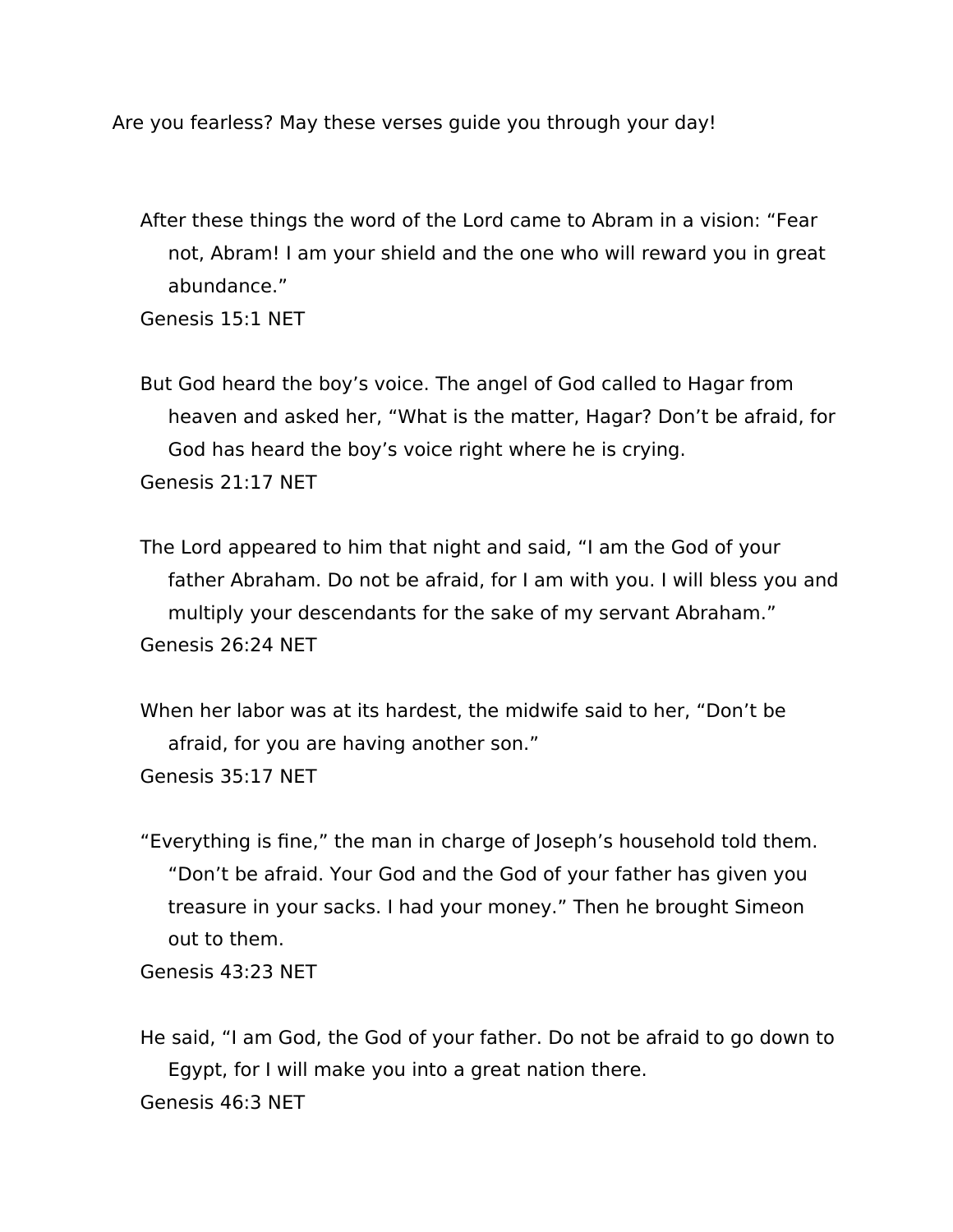Are you fearless? May these verses guide you through your day!

After these things the word of the Lord came to Abram in a vision: “Fear not, Abram! I am your shield and the one who will reward you in great abundance.”
Genesis 15:1 NET

But God heard the boy’s voice. The angel of God called to Hagar from heaven and asked her, “What is the matter, Hagar? Don’t be afraid, for God has heard the boy’s voice right where he is crying.
Genesis 21:17 NET

The Lord appeared to him that night and said, “I am the God of your father Abraham. Do not be afraid, for I am with you. I will bless you and multiply your descendants for the sake of my servant Abraham.”
Genesis 26:24 NET

When her labor was at its hardest, the midwife said to her, “Don’t be afraid, for you are having another son.”
Genesis 35:17 NET

“Everything is fine,” the man in charge of Joseph’s household told them. “Don’t be afraid. Your God and the God of your father has given you treasure in your sacks. I had your money.” Then he brought Simeon out to them.
Genesis 43:23 NET

He said, “I am God, the God of your father. Do not be afraid to go down to Egypt, for I will make you into a great nation there.
Genesis 46:3 NET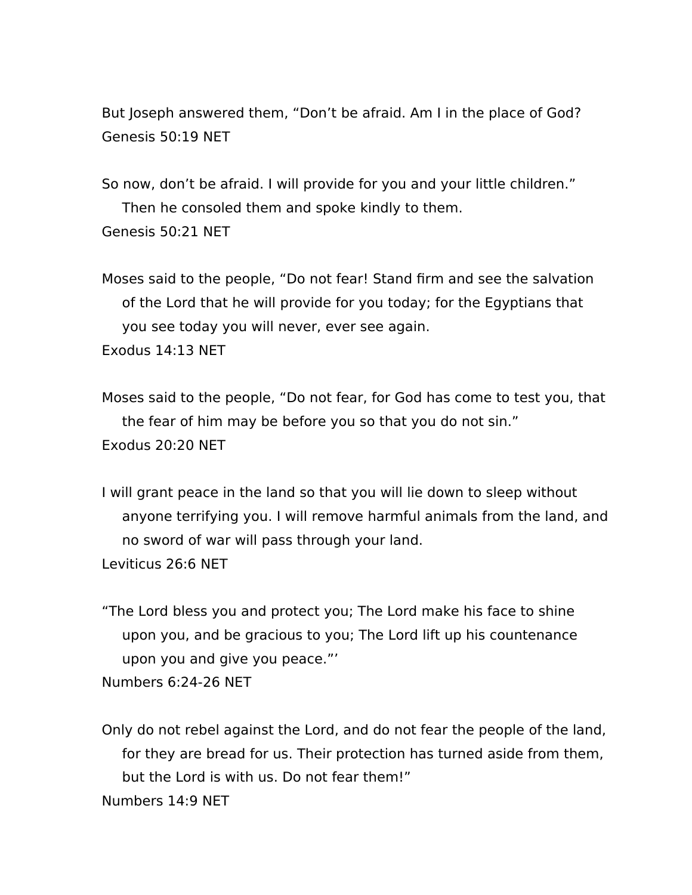But Joseph answered them, “Don’t be afraid. Am I in the place of God?
Genesis 50:19 NET

So now, don’t be afraid. I will provide for you and your little children.” Then he consoled them and spoke kindly to them.
Genesis 50:21 NET

Moses said to the people, “Do not fear! Stand firm and see the salvation of the Lord that he will provide for you today; for the Egyptians that you see today you will never, ever see again.
Exodus 14:13 NET

Moses said to the people, “Do not fear, for God has come to test you, that the fear of him may be before you so that you do not sin.”
Exodus 20:20 NET

I will grant peace in the land so that you will lie down to sleep without anyone terrifying you. I will remove harmful animals from the land, and no sword of war will pass through your land.
Leviticus 26:6 NET

“The Lord bless you and protect you; The Lord make his face to shine upon you, and be gracious to you; The Lord lift up his countenance upon you and give you peace.”’
Numbers 6:24-26 NET

Only do not rebel against the Lord, and do not fear the people of the land, for they are bread for us. Their protection has turned aside from them, but the Lord is with us. Do not fear them!”
Numbers 14:9 NET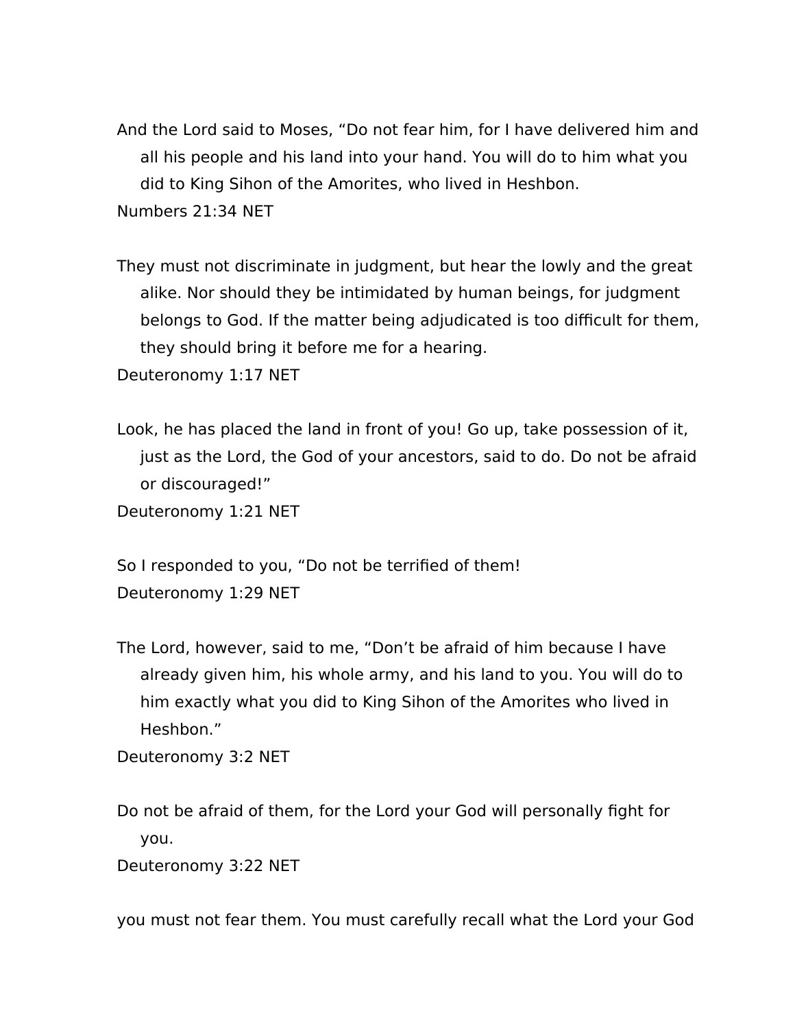And the Lord said to Moses, "Do not fear him, for I have delivered him and all his people and his land into your hand. You will do to him what you did to King Sihon of the Amorites, who lived in Heshbon.

Numbers 21:34 NET

They must not discriminate in judgment, but hear the lowly and the great alike. Nor should they be intimidated by human beings, for judgment belongs to God. If the matter being adjudicated is too difficult for them, they should bring it before me for a hearing.

Deuteronomy 1:17 NET

Look, he has placed the land in front of you! Go up, take possession of it, just as the Lord, the God of your ancestors, said to do. Do not be afraid or discouraged!"

Deuteronomy 1:21 NET

So I responded to you, "Do not be terrified of them!

Deuteronomy 1:29 NET

The Lord, however, said to me, "Don't be afraid of him because I have already given him, his whole army, and his land to you. You will do to him exactly what you did to King Sihon of the Amorites who lived in Heshbon."

Deuteronomy 3:2 NET

Do not be afraid of them, for the Lord your God will personally fight for you.

Deuteronomy 3:22 NET

you must not fear them. You must carefully recall what the Lord your God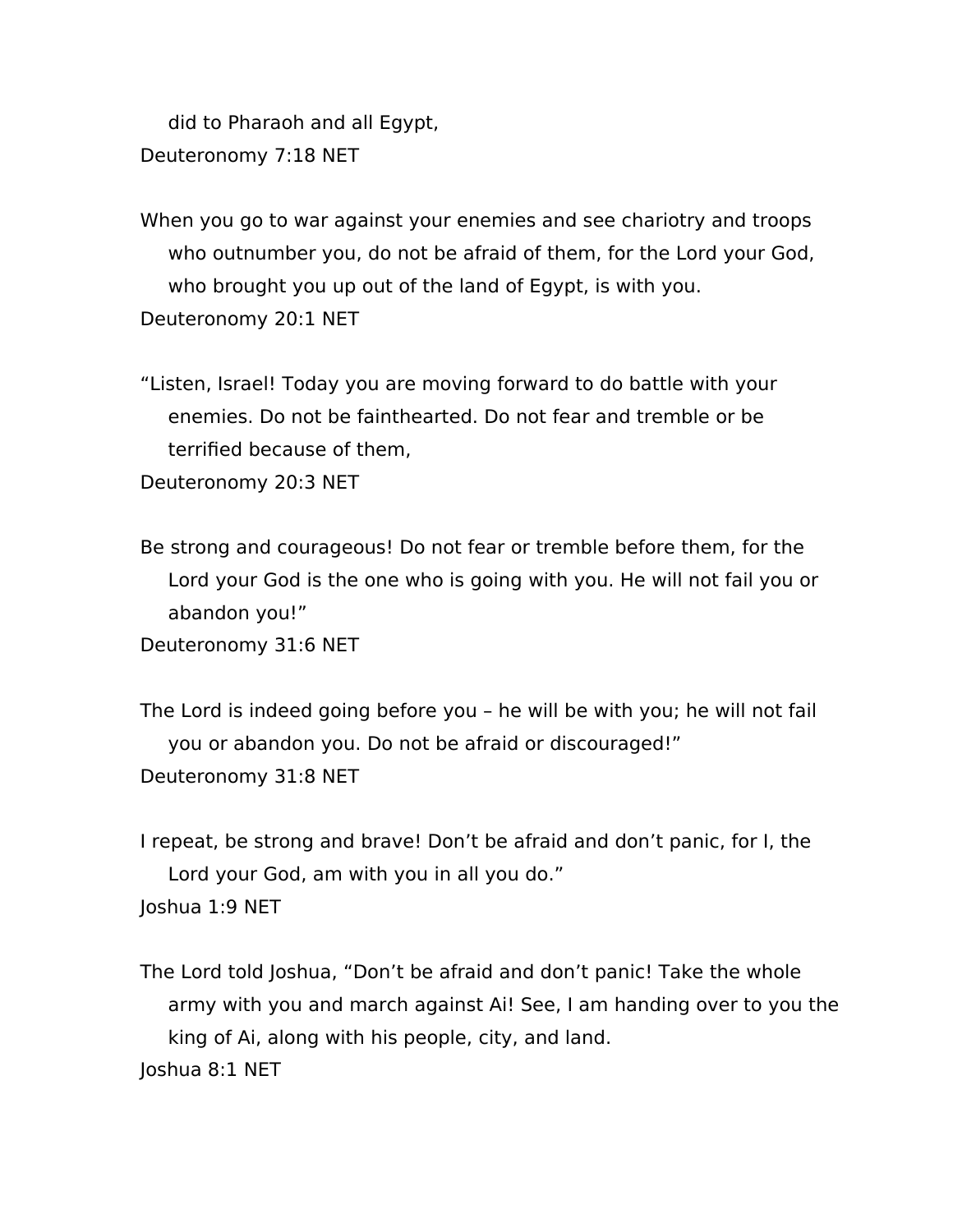did to Pharaoh and all Egypt,
Deuteronomy 7:18 NET

When you go to war against your enemies and see chariotry and troops who outnumber you, do not be afraid of them, for the Lord your God, who brought you up out of the land of Egypt, is with you.
Deuteronomy 20:1 NET

“Listen, Israel! Today you are moving forward to do battle with your enemies. Do not be fainthearted. Do not fear and tremble or be terrified because of them,
Deuteronomy 20:3 NET

Be strong and courageous! Do not fear or tremble before them, for the Lord your God is the one who is going with you. He will not fail you or abandon you!”
Deuteronomy 31:6 NET

The Lord is indeed going before you – he will be with you; he will not fail you or abandon you. Do not be afraid or discouraged!”
Deuteronomy 31:8 NET

I repeat, be strong and brave! Don’t be afraid and don’t panic, for I, the Lord your God, am with you in all you do.”
Joshua 1:9 NET

The Lord told Joshua, “Don’t be afraid and don’t panic! Take the whole army with you and march against Ai! See, I am handing over to you the king of Ai, along with his people, city, and land.
Joshua 8:1 NET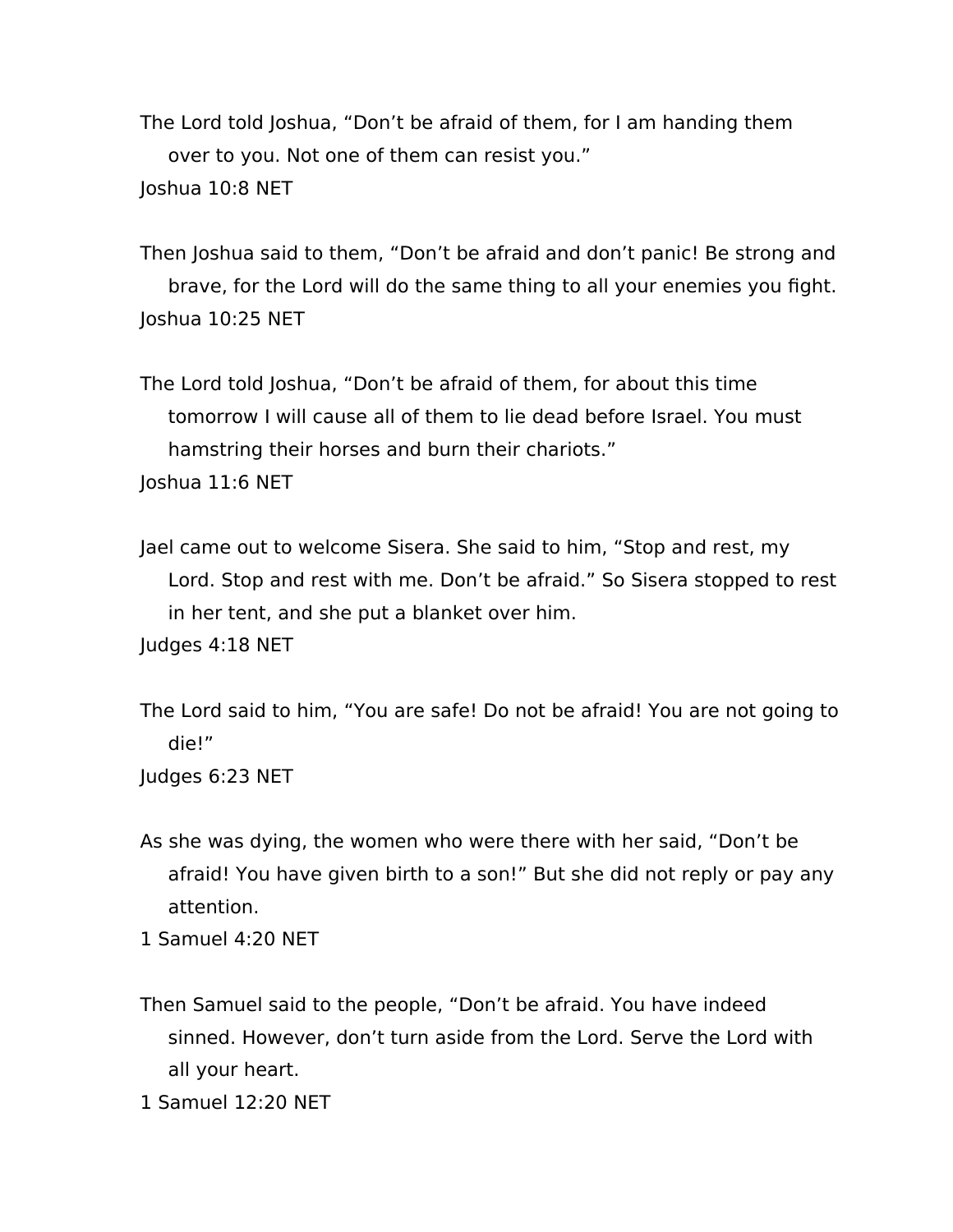The Lord told Joshua, “Don’t be afraid of them, for I am handing them over to you. Not one of them can resist you.”
Joshua 10:8 NET

Then Joshua said to them, “Don’t be afraid and don’t panic! Be strong and brave, for the Lord will do the same thing to all your enemies you fight.
Joshua 10:25 NET

The Lord told Joshua, “Don’t be afraid of them, for about this time tomorrow I will cause all of them to lie dead before Israel. You must hamstring their horses and burn their chariots.”
Joshua 11:6 NET

Jael came out to welcome Sisera. She said to him, “Stop and rest, my Lord. Stop and rest with me. Don’t be afraid.” So Sisera stopped to rest in her tent, and she put a blanket over him.
Judges 4:18 NET

The Lord said to him, “You are safe! Do not be afraid! You are not going to die!”
Judges 6:23 NET

As she was dying, the women who were there with her said, “Don’t be afraid! You have given birth to a son!” But she did not reply or pay any attention.
1 Samuel 4:20 NET

Then Samuel said to the people, “Don’t be afraid. You have indeed sinned. However, don’t turn aside from the Lord. Serve the Lord with all your heart.
1 Samuel 12:20 NET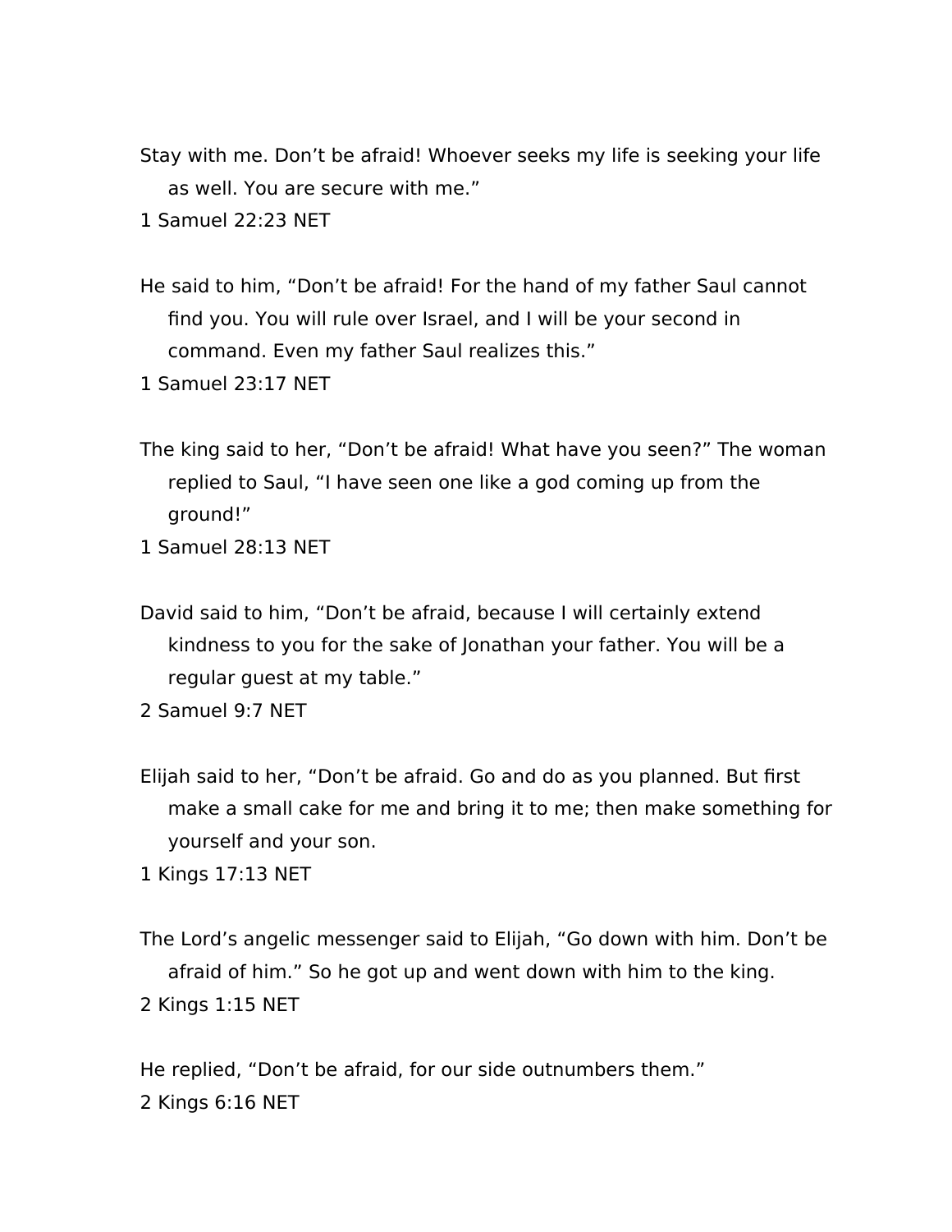Stay with me. Don’t be afraid! Whoever seeks my life is seeking your life as well. You are secure with me.”

1 Samuel 22:23 NET

He said to him, “Don’t be afraid! For the hand of my father Saul cannot find you. You will rule over Israel, and I will be your second in command. Even my father Saul realizes this.”

1 Samuel 23:17 NET

The king said to her, “Don’t be afraid! What have you seen?” The woman replied to Saul, “I have seen one like a god coming up from the ground!”

1 Samuel 28:13 NET

David said to him, “Don’t be afraid, because I will certainly extend kindness to you for the sake of Jonathan your father. You will be a regular guest at my table.”

2 Samuel 9:7 NET

Elijah said to her, “Don’t be afraid. Go and do as you planned. But first make a small cake for me and bring it to me; then make something for yourself and your son.

1 Kings 17:13 NET

The Lord’s angelic messenger said to Elijah, “Go down with him. Don’t be afraid of him.” So he got up and went down with him to the king.

2 Kings 1:15 NET

He replied, “Don’t be afraid, for our side outnumbers them.”

2 Kings 6:16 NET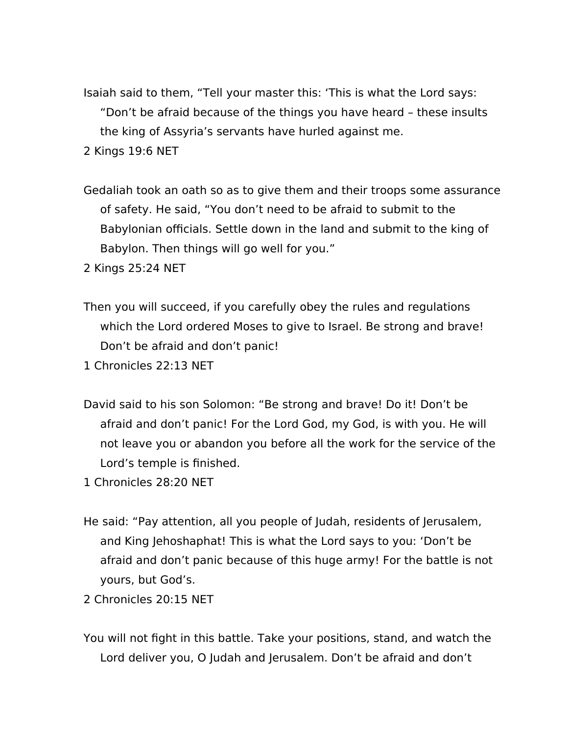Isaiah said to them, “Tell your master this: ‘This is what the Lord says: “Don’t be afraid because of the things you have heard – these insults the king of Assyria’s servants have hurled against me.

2 Kings 19:6 NET

Gedaliah took an oath so as to give them and their troops some assurance of safety. He said, “You don’t need to be afraid to submit to the Babylonian officials. Settle down in the land and submit to the king of Babylon. Then things will go well for you.”

2 Kings 25:24 NET

Then you will succeed, if you carefully obey the rules and regulations which the Lord ordered Moses to give to Israel. Be strong and brave! Don’t be afraid and don’t panic!

1 Chronicles 22:13 NET

David said to his son Solomon: “Be strong and brave! Do it! Don’t be afraid and don’t panic! For the Lord God, my God, is with you. He will not leave you or abandon you before all the work for the service of the Lord’s temple is finished.

1 Chronicles 28:20 NET

He said: “Pay attention, all you people of Judah, residents of Jerusalem, and King Jehoshaphat! This is what the Lord says to you: ‘Don’t be afraid and don’t panic because of this huge army! For the battle is not yours, but God’s.

2 Chronicles 20:15 NET

You will not fight in this battle. Take your positions, stand, and watch the Lord deliver you, O Judah and Jerusalem. Don’t be afraid and don’t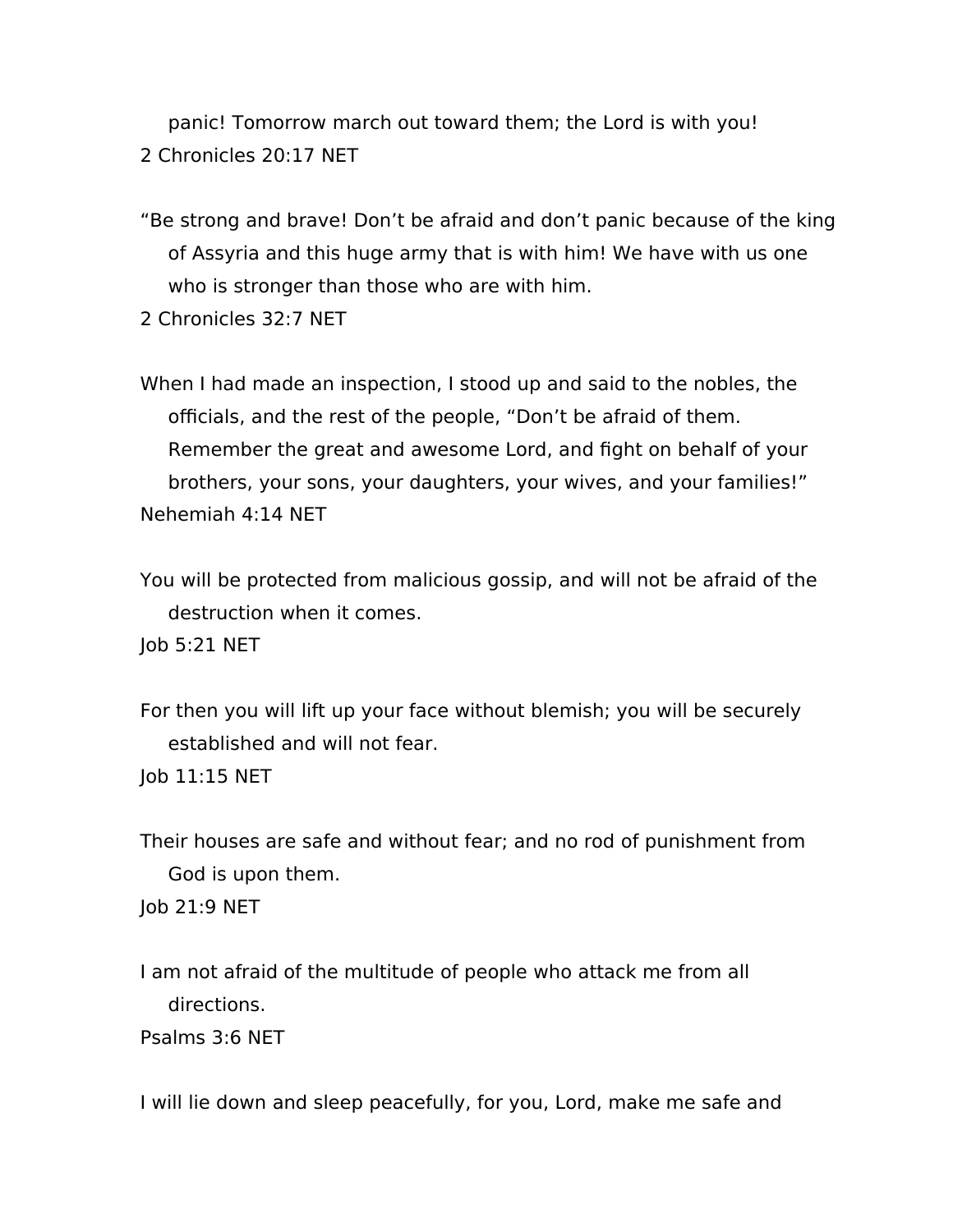panic! Tomorrow march out toward them; the Lord is with you!
2 Chronicles 20:17 NET

“Be strong and brave! Don’t be afraid and don’t panic because of the king of Assyria and this huge army that is with him! We have with us one who is stronger than those who are with him.
2 Chronicles 32:7 NET

When I had made an inspection, I stood up and said to the nobles, the officials, and the rest of the people, “Don’t be afraid of them. Remember the great and awesome Lord, and fight on behalf of your brothers, your sons, your daughters, your wives, and your families!”
Nehemiah 4:14 NET

You will be protected from malicious gossip, and will not be afraid of the destruction when it comes.
Job 5:21 NET

For then you will lift up your face without blemish; you will be securely established and will not fear.
Job 11:15 NET

Their houses are safe and without fear; and no rod of punishment from God is upon them.
Job 21:9 NET

I am not afraid of the multitude of people who attack me from all directions.
Psalms 3:6 NET

I will lie down and sleep peacefully, for you, Lord, make me safe and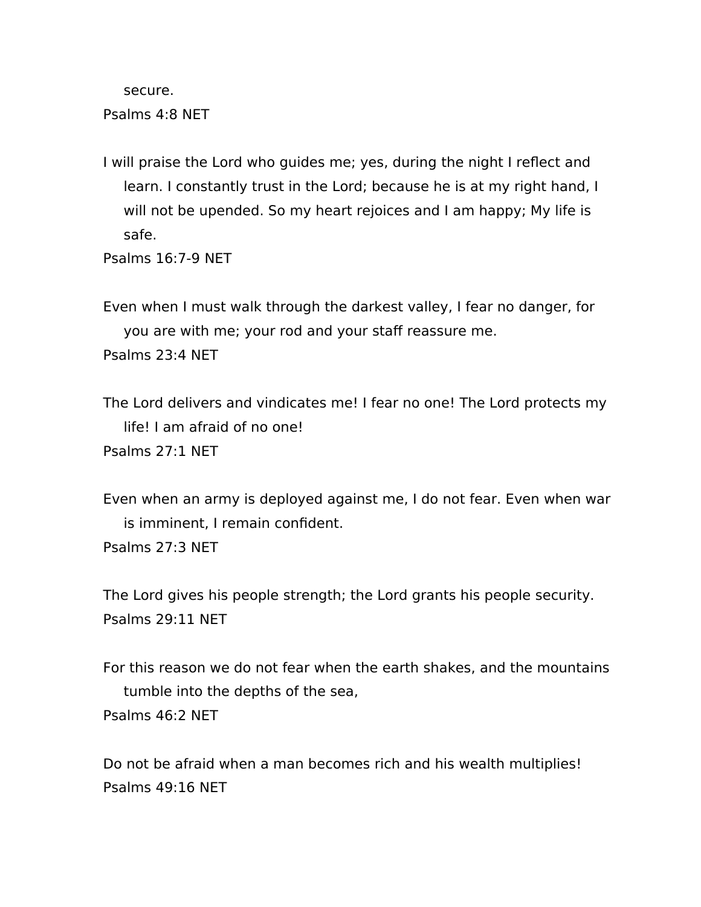secure.

Psalms 4:8 NET

I will praise the Lord who guides me; yes, during the night I reflect and learn. I constantly trust in the Lord; because he is at my right hand, I will not be upended. So my heart rejoices and I am happy; My life is safe.

Psalms 16:7-9 NET

Even when I must walk through the darkest valley, I fear no danger, for you are with me; your rod and your staff reassure me.

Psalms 23:4 NET

The Lord delivers and vindicates me! I fear no one! The Lord protects my life! I am afraid of no one!

Psalms 27:1 NET

Even when an army is deployed against me, I do not fear. Even when war is imminent, I remain confident.

Psalms 27:3 NET

The Lord gives his people strength; the Lord grants his people security.

Psalms 29:11 NET

For this reason we do not fear when the earth shakes, and the mountains tumble into the depths of the sea,

Psalms 46:2 NET

Do not be afraid when a man becomes rich and his wealth multiplies!

Psalms 49:16 NET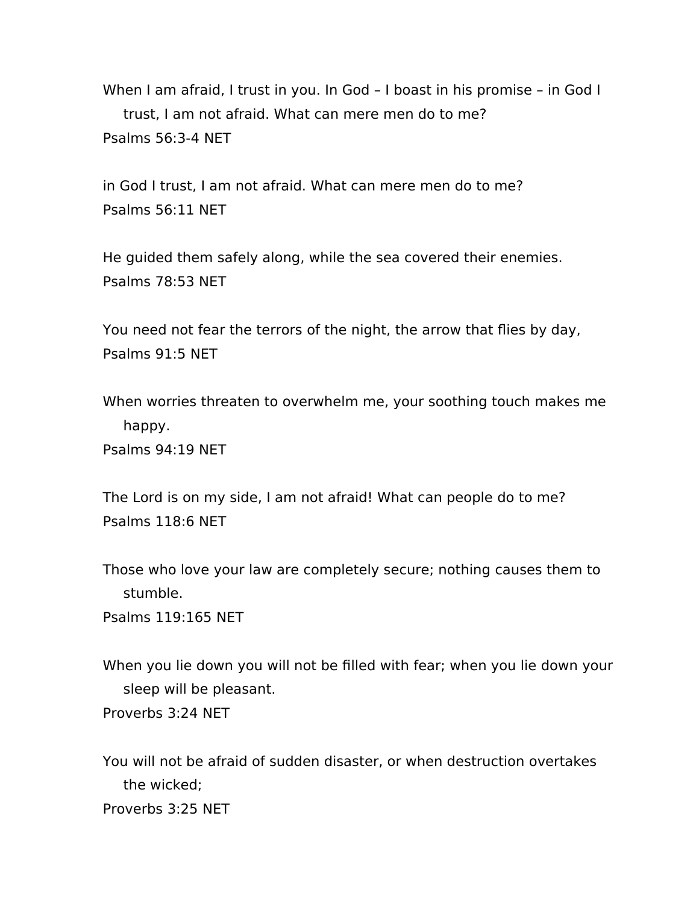When I am afraid, I trust in you. In God – I boast in his promise – in God I trust, I am not afraid. What can mere men do to me?
Psalms 56:3-4 NET

in God I trust, I am not afraid. What can mere men do to me?
Psalms 56:11 NET

He guided them safely along, while the sea covered their enemies.
Psalms 78:53 NET

You need not fear the terrors of the night, the arrow that flies by day,
Psalms 91:5 NET

When worries threaten to overwhelm me, your soothing touch makes me happy.
Psalms 94:19 NET

The Lord is on my side, I am not afraid! What can people do to me?
Psalms 118:6 NET

Those who love your law are completely secure; nothing causes them to stumble.
Psalms 119:165 NET

When you lie down you will not be filled with fear; when you lie down your sleep will be pleasant.
Proverbs 3:24 NET

You will not be afraid of sudden disaster, or when destruction overtakes the wicked;
Proverbs 3:25 NET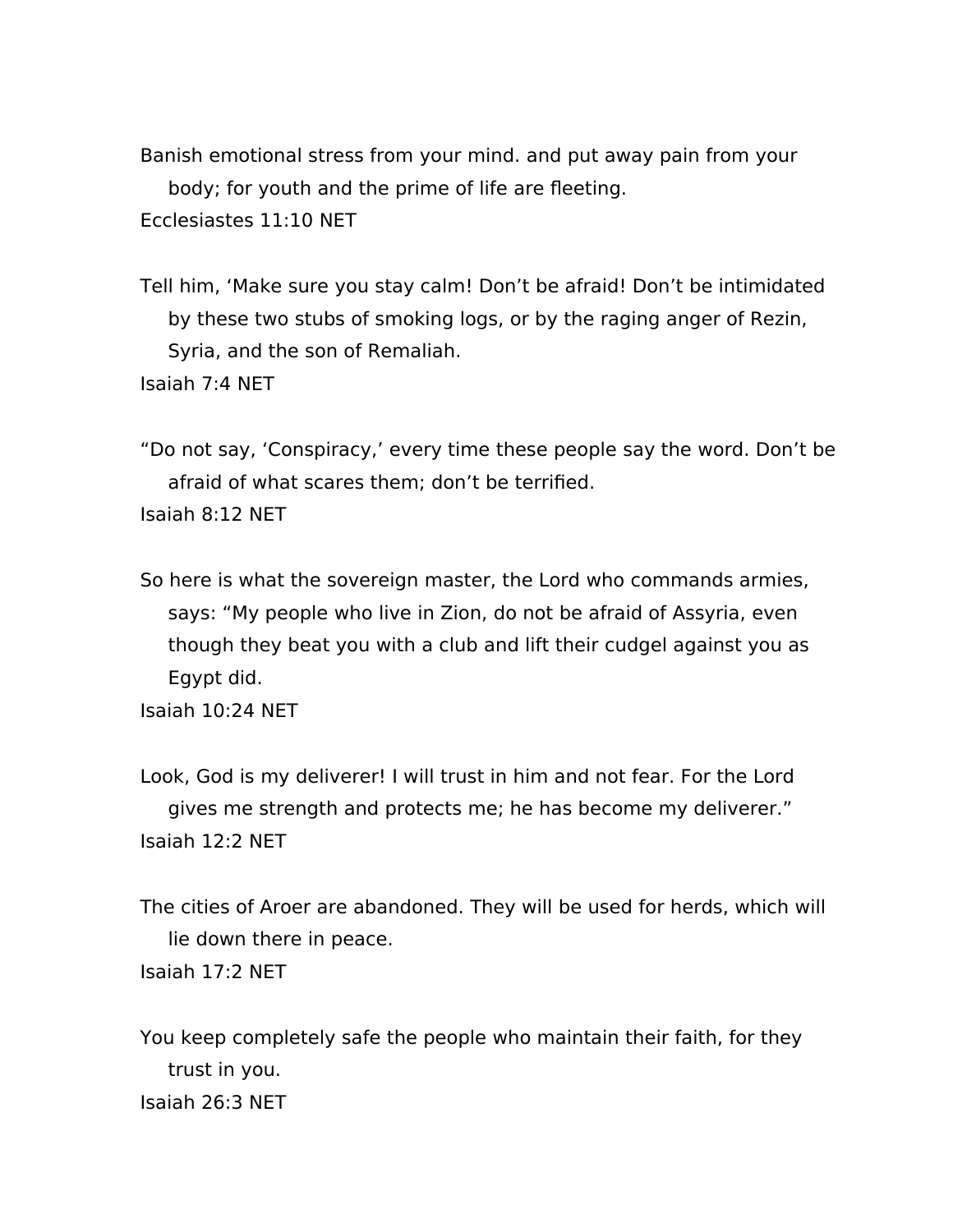Banish emotional stress from your mind. and put away pain from your body; for youth and the prime of life are fleeting.
Ecclesiastes 11:10 NET

Tell him, ‘Make sure you stay calm! Don’t be afraid! Don’t be intimidated by these two stubs of smoking logs, or by the raging anger of Rezin, Syria, and the son of Remaliah.
Isaiah 7:4 NET

“Do not say, ‘Conspiracy,’ every time these people say the word. Don’t be afraid of what scares them; don’t be terrified.
Isaiah 8:12 NET

So here is what the sovereign master, the Lord who commands armies, says: “My people who live in Zion, do not be afraid of Assyria, even though they beat you with a club and lift their cudgel against you as Egypt did.
Isaiah 10:24 NET

Look, God is my deliverer! I will trust in him and not fear. For the Lord gives me strength and protects me; he has become my deliverer.”
Isaiah 12:2 NET

The cities of Aroer are abandoned. They will be used for herds, which will lie down there in peace.
Isaiah 17:2 NET

You keep completely safe the people who maintain their faith, for they trust in you.
Isaiah 26:3 NET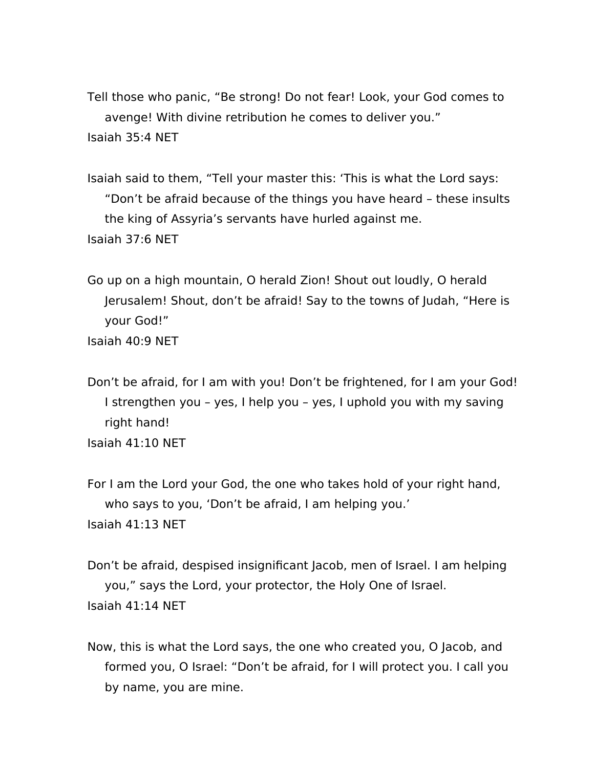Tell those who panic, “Be strong! Do not fear! Look, your God comes to avenge! With divine retribution he comes to deliver you.”
Isaiah 35:4 NET

Isaiah said to them, “Tell your master this: ‘This is what the Lord says: “Don’t be afraid because of the things you have heard – these insults the king of Assyria’s servants have hurled against me.
Isaiah 37:6 NET

Go up on a high mountain, O herald Zion! Shout out loudly, O herald Jerusalem! Shout, don’t be afraid! Say to the towns of Judah, “Here is your God!”
Isaiah 40:9 NET

Don’t be afraid, for I am with you! Don’t be frightened, for I am your God! I strengthen you – yes, I help you – yes, I uphold you with my saving right hand!
Isaiah 41:10 NET

For I am the Lord your God, the one who takes hold of your right hand, who says to you, ‘Don’t be afraid, I am helping you.’
Isaiah 41:13 NET

Don’t be afraid, despised insignificant Jacob, men of Israel. I am helping you,” says the Lord, your protector, the Holy One of Israel.
Isaiah 41:14 NET

Now, this is what the Lord says, the one who created you, O Jacob, and formed you, O Israel: “Don’t be afraid, for I will protect you. I call you by name, you are mine.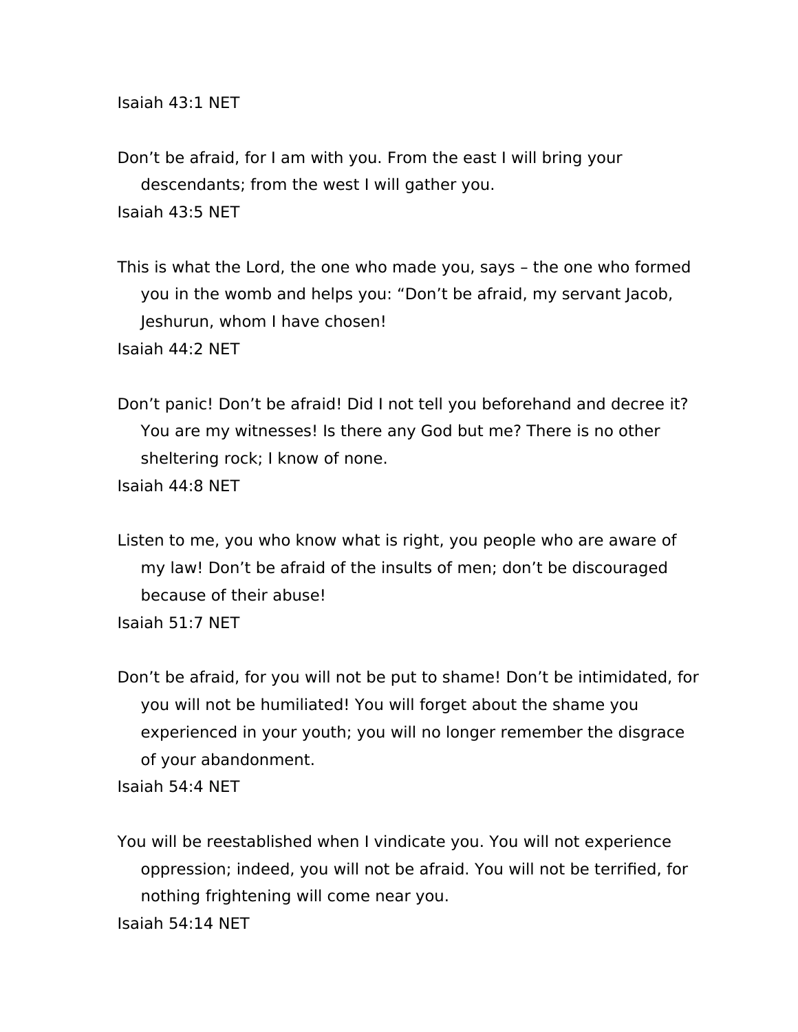Isaiah 43:1 NET

Don’t be afraid, for I am with you. From the east I will bring your descendants; from the west I will gather you.
Isaiah 43:5 NET

This is what the Lord, the one who made you, says – the one who formed you in the womb and helps you: “Don’t be afraid, my servant Jacob, Jeshurun, whom I have chosen!
Isaiah 44:2 NET

Don’t panic! Don’t be afraid! Did I not tell you beforehand and decree it? You are my witnesses! Is there any God but me? There is no other sheltering rock; I know of none.
Isaiah 44:8 NET

Listen to me, you who know what is right, you people who are aware of my law! Don’t be afraid of the insults of men; don’t be discouraged because of their abuse!
Isaiah 51:7 NET

Don’t be afraid, for you will not be put to shame! Don’t be intimidated, for you will not be humiliated! You will forget about the shame you experienced in your youth; you will no longer remember the disgrace of your abandonment.
Isaiah 54:4 NET

You will be reestablished when I vindicate you. You will not experience oppression; indeed, you will not be afraid. You will not be terrified, for nothing frightening will come near you.
Isaiah 54:14 NET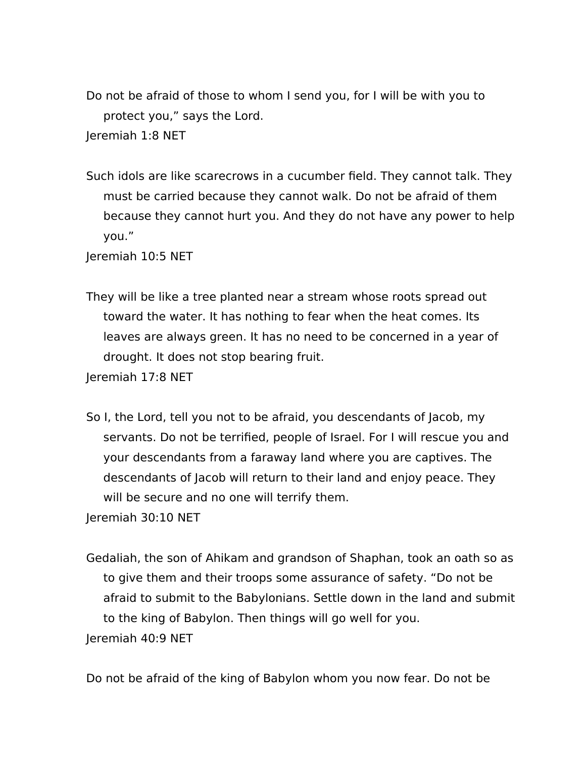Do not be afraid of those to whom I send you, for I will be with you to protect you," says the Lord.

Jeremiah 1:8 NET

Such idols are like scarecrows in a cucumber field. They cannot talk. They must be carried because they cannot walk. Do not be afraid of them because they cannot hurt you. And they do not have any power to help you."

Jeremiah 10:5 NET

They will be like a tree planted near a stream whose roots spread out toward the water. It has nothing to fear when the heat comes. Its leaves are always green. It has no need to be concerned in a year of drought. It does not stop bearing fruit.

Jeremiah 17:8 NET

So I, the Lord, tell you not to be afraid, you descendants of Jacob, my servants. Do not be terrified, people of Israel. For I will rescue you and your descendants from a faraway land where you are captives. The descendants of Jacob will return to their land and enjoy peace. They will be secure and no one will terrify them.

Jeremiah 30:10 NET

Gedaliah, the son of Ahikam and grandson of Shaphan, took an oath so as to give them and their troops some assurance of safety. "Do not be afraid to submit to the Babylonians. Settle down in the land and submit to the king of Babylon. Then things will go well for you.

Jeremiah 40:9 NET

Do not be afraid of the king of Babylon whom you now fear. Do not be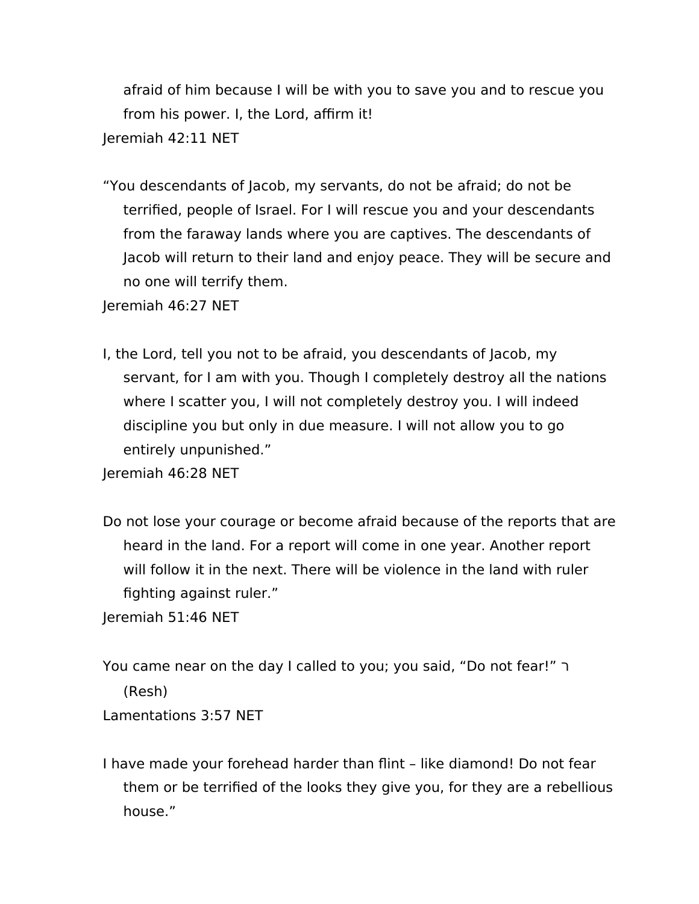afraid of him because I will be with you to save you and to rescue you from his power. I, the Lord, affirm it!

Jeremiah 42:11 NET

“You descendants of Jacob, my servants, do not be afraid; do not be terrified, people of Israel. For I will rescue you and your descendants from the faraway lands where you are captives. The descendants of Jacob will return to their land and enjoy peace. They will be secure and no one will terrify them.

Jeremiah 46:27 NET

I, the Lord, tell you not to be afraid, you descendants of Jacob, my servant, for I am with you. Though I completely destroy all the nations where I scatter you, I will not completely destroy you. I will indeed discipline you but only in due measure. I will not allow you to go entirely unpunished.”

Jeremiah 46:28 NET

Do not lose your courage or become afraid because of the reports that are heard in the land. For a report will come in one year. Another report will follow it in the next. There will be violence in the land with ruler fighting against ruler.”

Jeremiah 51:46 NET

You came near on the day I called to you; you said, “Do not fear!” ר (Resh)

Lamentations 3:57 NET

I have made your forehead harder than flint – like diamond! Do not fear them or be terrified of the looks they give you, for they are a rebellious house.”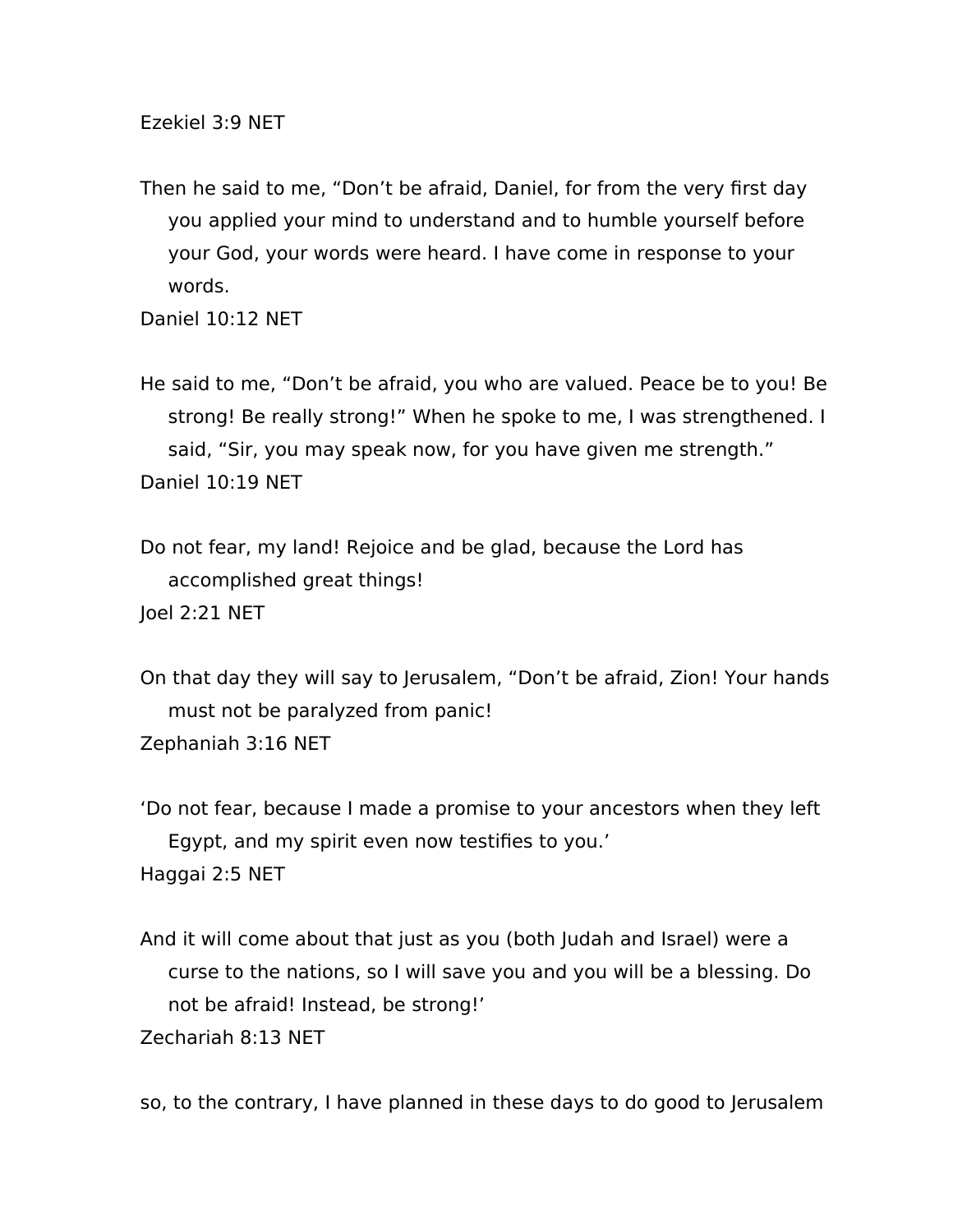Ezekiel 3:9 NET

Then he said to me, “Don’t be afraid, Daniel, for from the very first day you applied your mind to understand and to humble yourself before your God, your words were heard. I have come in response to your words.

Daniel 10:12 NET

He said to me, “Don’t be afraid, you who are valued. Peace be to you! Be strong! Be really strong!” When he spoke to me, I was strengthened. I said, “Sir, you may speak now, for you have given me strength.”

Daniel 10:19 NET

Do not fear, my land! Rejoice and be glad, because the Lord has accomplished great things!

Joel 2:21 NET

On that day they will say to Jerusalem, “Don’t be afraid, Zion! Your hands must not be paralyzed from panic!

Zephaniah 3:16 NET

‘Do not fear, because I made a promise to your ancestors when they left Egypt, and my spirit even now testifies to you.’

Haggai 2:5 NET

And it will come about that just as you (both Judah and Israel) were a curse to the nations, so I will save you and you will be a blessing. Do not be afraid! Instead, be strong!’

Zechariah 8:13 NET

so, to the contrary, I have planned in these days to do good to Jerusalem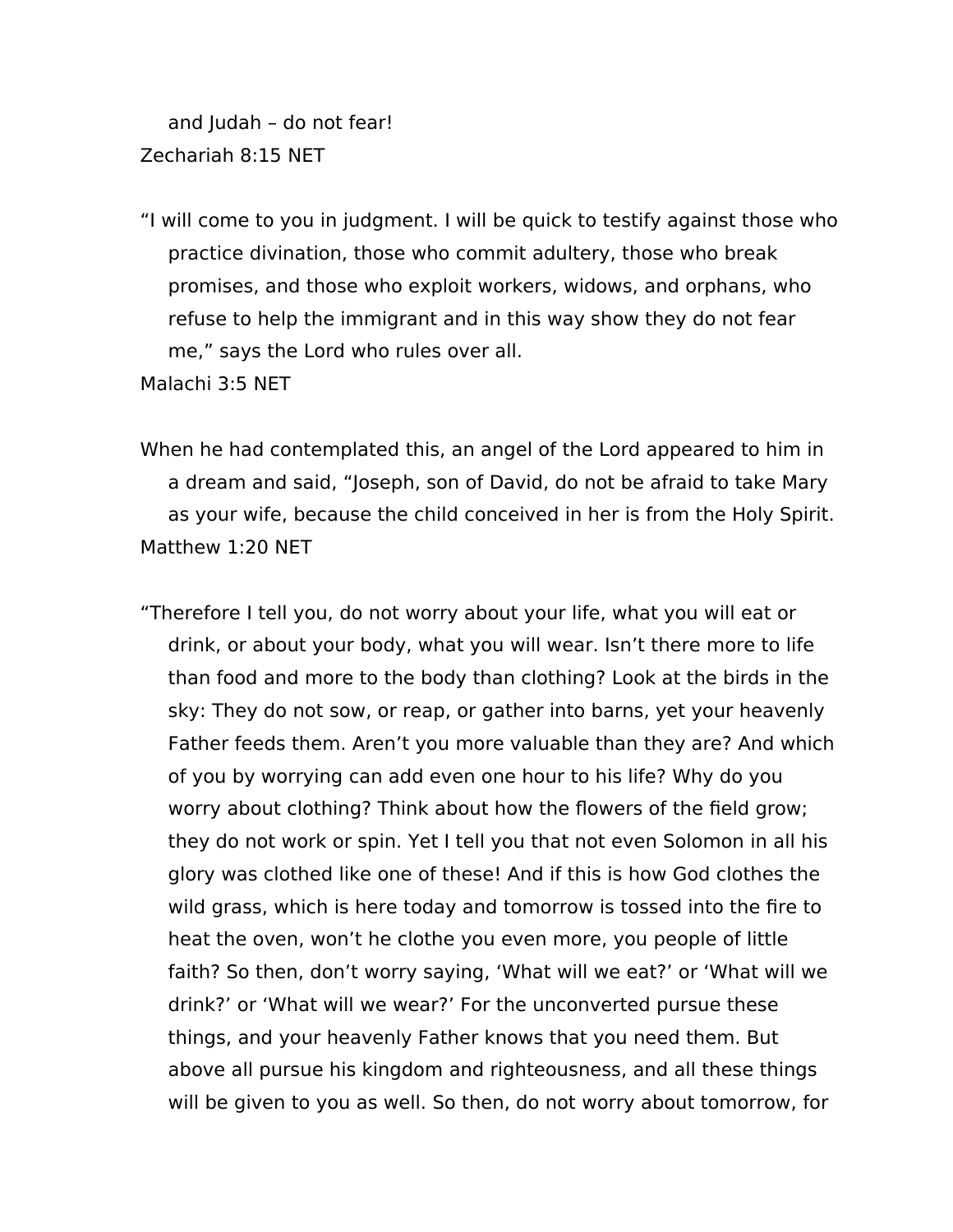and Judah – do not fear!

Zechariah 8:15 NET

“I will come to you in judgment. I will be quick to testify against those who practice divination, those who commit adultery, those who break promises, and those who exploit workers, widows, and orphans, who refuse to help the immigrant and in this way show they do not fear me,” says the Lord who rules over all.

Malachi 3:5 NET

When he had contemplated this, an angel of the Lord appeared to him in a dream and said, “Joseph, son of David, do not be afraid to take Mary as your wife, because the child conceived in her is from the Holy Spirit.

Matthew 1:20 NET

“Therefore I tell you, do not worry about your life, what you will eat or drink, or about your body, what you will wear. Isn’t there more to life than food and more to the body than clothing? Look at the birds in the sky: They do not sow, or reap, or gather into barns, yet your heavenly Father feeds them. Aren’t you more valuable than they are? And which of you by worrying can add even one hour to his life? Why do you worry about clothing? Think about how the flowers of the field grow; they do not work or spin. Yet I tell you that not even Solomon in all his glory was clothed like one of these! And if this is how God clothes the wild grass, which is here today and tomorrow is tossed into the fire to heat the oven, won’t he clothe you even more, you people of little faith? So then, don’t worry saying, ‘What will we eat?’ or ‘What will we drink?’ or ‘What will we wear?’ For the unconverted pursue these things, and your heavenly Father knows that you need them. But above all pursue his kingdom and righteousness, and all these things will be given to you as well. So then, do not worry about tomorrow, for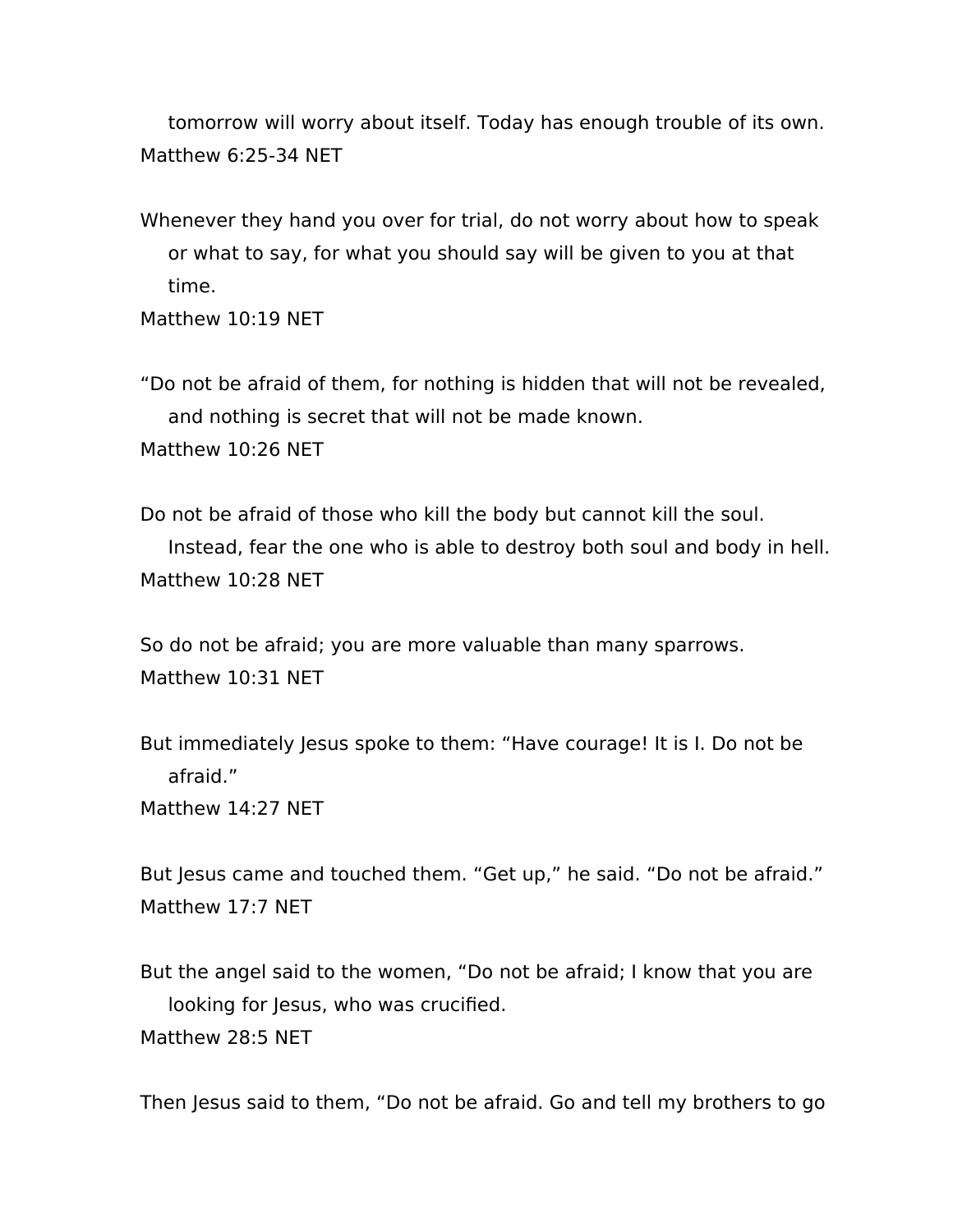tomorrow will worry about itself. Today has enough trouble of its own.
Matthew 6:25-34 NET

Whenever they hand you over for trial, do not worry about how to speak or what to say, for what you should say will be given to you at that time.
Matthew 10:19 NET

“Do not be afraid of them, for nothing is hidden that will not be revealed, and nothing is secret that will not be made known.
Matthew 10:26 NET

Do not be afraid of those who kill the body but cannot kill the soul. Instead, fear the one who is able to destroy both soul and body in hell.
Matthew 10:28 NET

So do not be afraid; you are more valuable than many sparrows.
Matthew 10:31 NET

But immediately Jesus spoke to them: “Have courage! It is I. Do not be afraid.”
Matthew 14:27 NET

But Jesus came and touched them. “Get up,” he said. “Do not be afraid.”
Matthew 17:7 NET

But the angel said to the women, “Do not be afraid; I know that you are looking for Jesus, who was crucified.
Matthew 28:5 NET

Then Jesus said to them, “Do not be afraid. Go and tell my brothers to go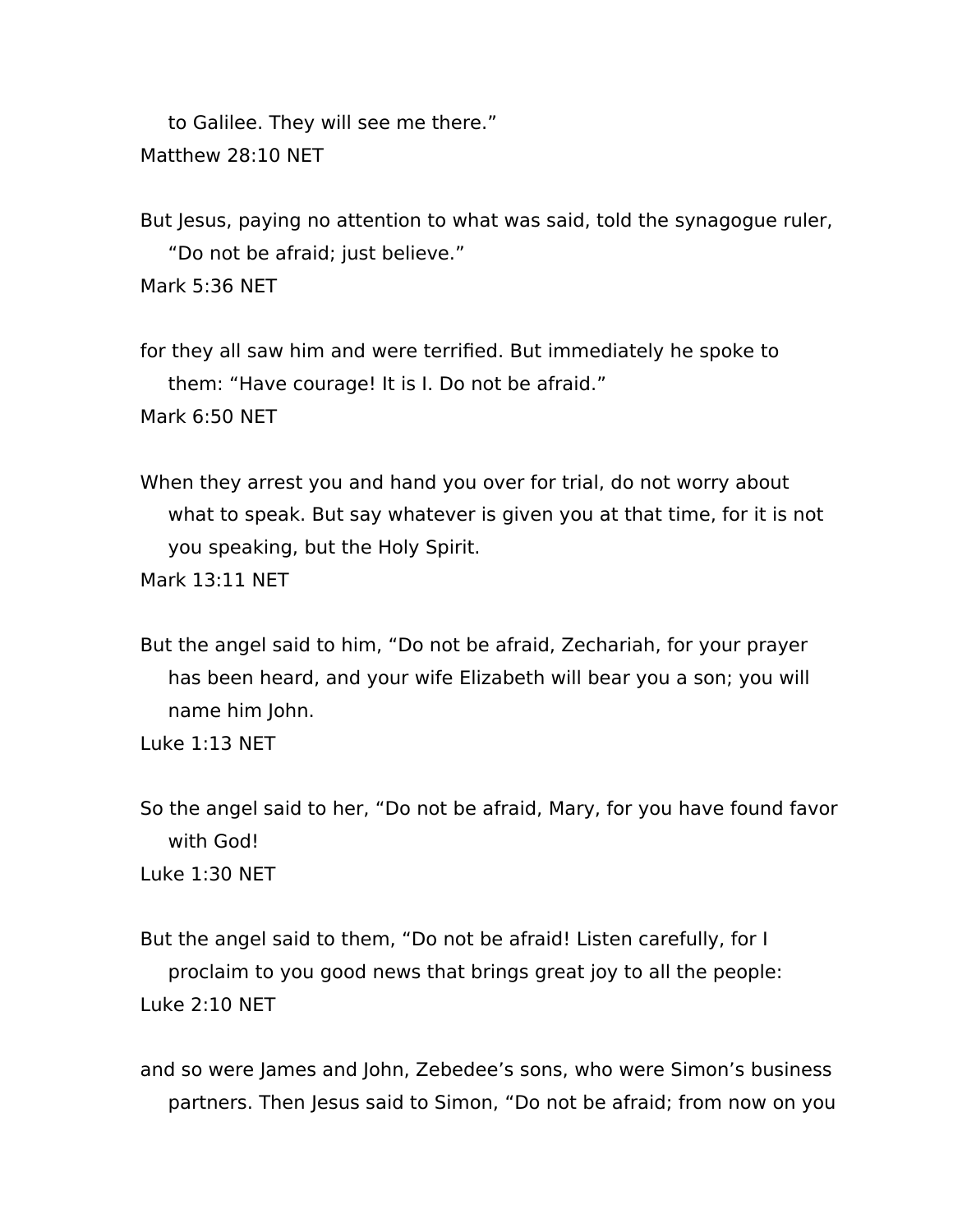to Galilee. They will see me there."
Matthew 28:10 NET

But Jesus, paying no attention to what was said, told the synagogue ruler, "Do not be afraid; just believe."
Mark 5:36 NET

for they all saw him and were terrified. But immediately he spoke to them: "Have courage! It is I. Do not be afraid."
Mark 6:50 NET

When they arrest you and hand you over for trial, do not worry about what to speak. But say whatever is given you at that time, for it is not you speaking, but the Holy Spirit.
Mark 13:11 NET

But the angel said to him, "Do not be afraid, Zechariah, for your prayer has been heard, and your wife Elizabeth will bear you a son; you will name him John.
Luke 1:13 NET

So the angel said to her, "Do not be afraid, Mary, for you have found favor with God!
Luke 1:30 NET

But the angel said to them, "Do not be afraid! Listen carefully, for I proclaim to you good news that brings great joy to all the people:
Luke 2:10 NET

and so were James and John, Zebedee's sons, who were Simon's business partners. Then Jesus said to Simon, "Do not be afraid; from now on you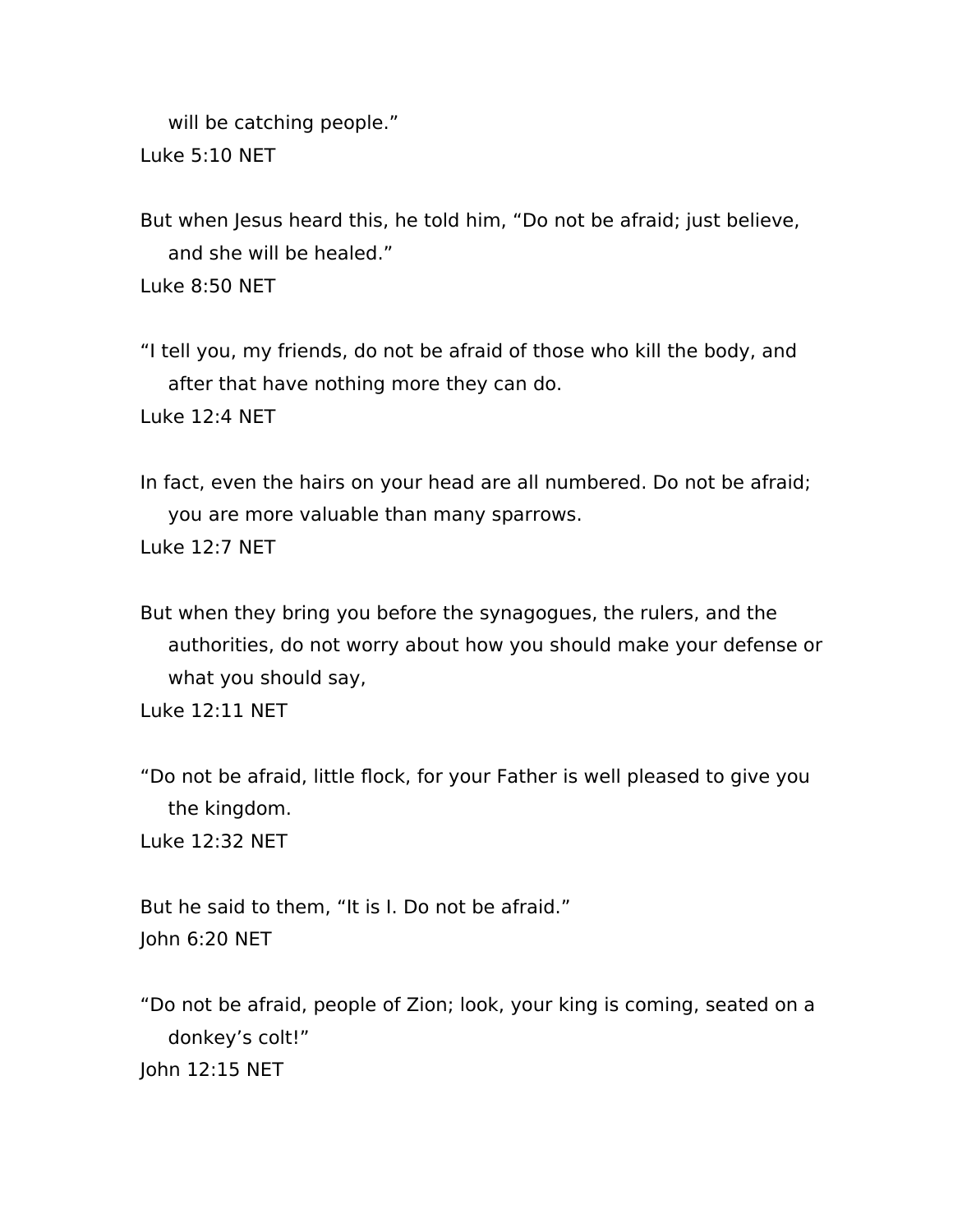will be catching people."

Luke 5:10 NET

But when Jesus heard this, he told him, "Do not be afraid; just believe, and she will be healed."

Luke 8:50 NET

"I tell you, my friends, do not be afraid of those who kill the body, and after that have nothing more they can do.

Luke 12:4 NET

In fact, even the hairs on your head are all numbered. Do not be afraid; you are more valuable than many sparrows.

Luke 12:7 NET

But when they bring you before the synagogues, the rulers, and the authorities, do not worry about how you should make your defense or what you should say,

Luke 12:11 NET

"Do not be afraid, little flock, for your Father is well pleased to give you the kingdom.

Luke 12:32 NET

But he said to them, "It is I. Do not be afraid."

John 6:20 NET

"Do not be afraid, people of Zion; look, your king is coming, seated on a donkey's colt!"

John 12:15 NET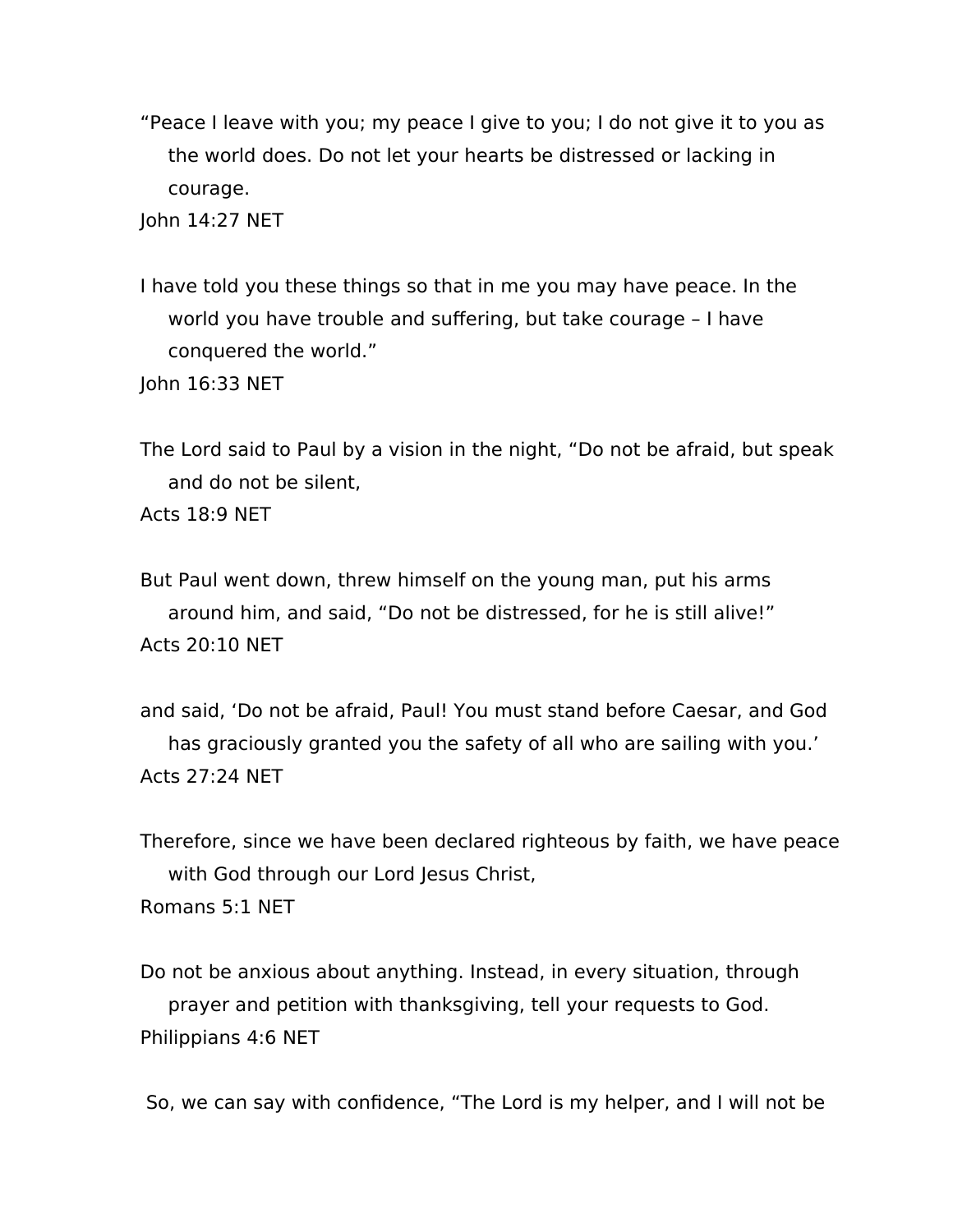“Peace I leave with you; my peace I give to you; I do not give it to you as the world does. Do not let your hearts be distressed or lacking in courage.
John 14:27 NET

I have told you these things so that in me you may have peace. In the world you have trouble and suffering, but take courage – I have conquered the world.”
John 16:33 NET

The Lord said to Paul by a vision in the night, “Do not be afraid, but speak and do not be silent,
Acts 18:9 NET

But Paul went down, threw himself on the young man, put his arms around him, and said, “Do not be distressed, for he is still alive!”
Acts 20:10 NET

and said, ‘Do not be afraid, Paul! You must stand before Caesar, and God has graciously granted you the safety of all who are sailing with you.’
Acts 27:24 NET

Therefore, since we have been declared righteous by faith, we have peace with God through our Lord Jesus Christ,
Romans 5:1 NET

Do not be anxious about anything. Instead, in every situation, through prayer and petition with thanksgiving, tell your requests to God.
Philippians 4:6 NET

So, we can say with confidence, “The Lord is my helper, and I will not be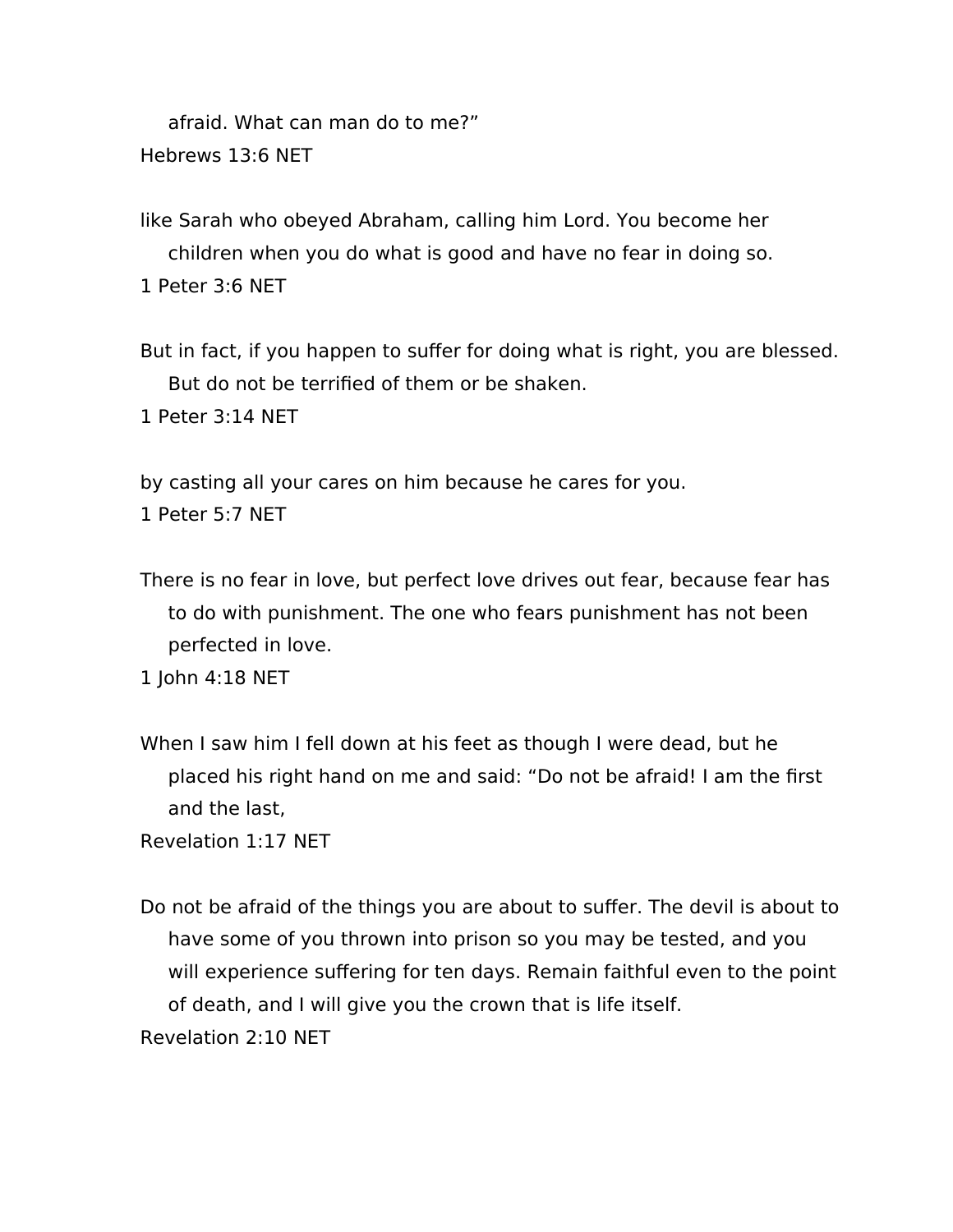afraid. What can man do to me?”
Hebrews 13:6 NET

like Sarah who obeyed Abraham, calling him Lord. You become her children when you do what is good and have no fear in doing so.
1 Peter 3:6 NET

But in fact, if you happen to suffer for doing what is right, you are blessed. But do not be terrified of them or be shaken.
1 Peter 3:14 NET

by casting all your cares on him because he cares for you.
1 Peter 5:7 NET

There is no fear in love, but perfect love drives out fear, because fear has to do with punishment. The one who fears punishment has not been perfected in love.
1 John 4:18 NET

When I saw him I fell down at his feet as though I were dead, but he placed his right hand on me and said: “Do not be afraid! I am the first and the last,
Revelation 1:17 NET

Do not be afraid of the things you are about to suffer. The devil is about to have some of you thrown into prison so you may be tested, and you will experience suffering for ten days. Remain faithful even to the point of death, and I will give you the crown that is life itself.
Revelation 2:10 NET